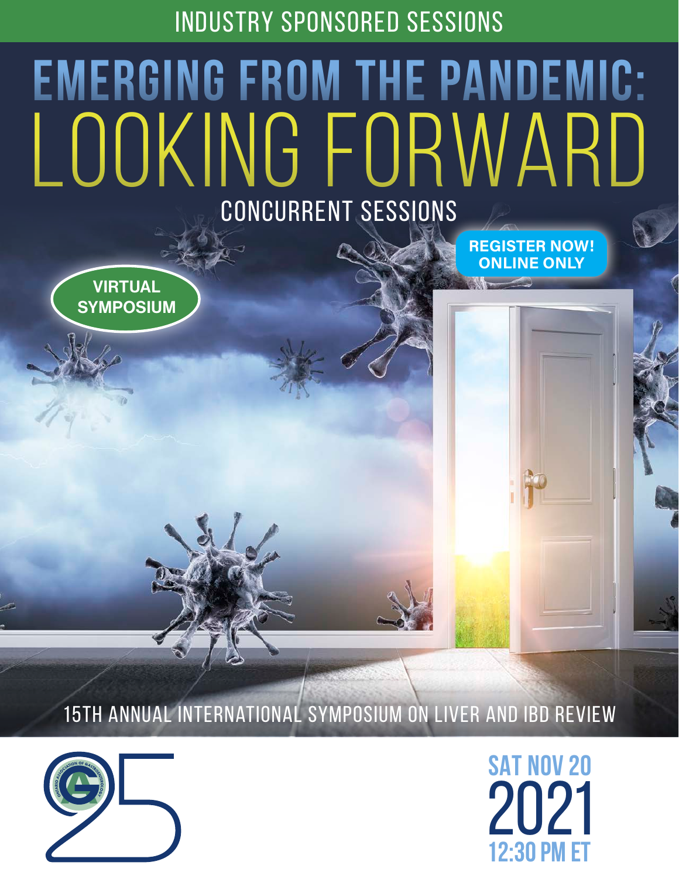INDUSTRY SPONSORED SESSIONS

# EMERGING FROM THE PANDEMIC: LOOKING FORWARD

## CONCURRENT SESSIONS

**VIRTUAL SYMPOSIUM**

**REGISTER NOW! ONLINE ONLY**

15TH ANNUAL INTERNATIONAL SYMPOSIUM ON LIVER AND IBD REVIEW

ONTARIO ASSOCIATION OF GASTROENTEROLOGY

25

**SAT NOV 20**
**2021**
**12:30 PM ET**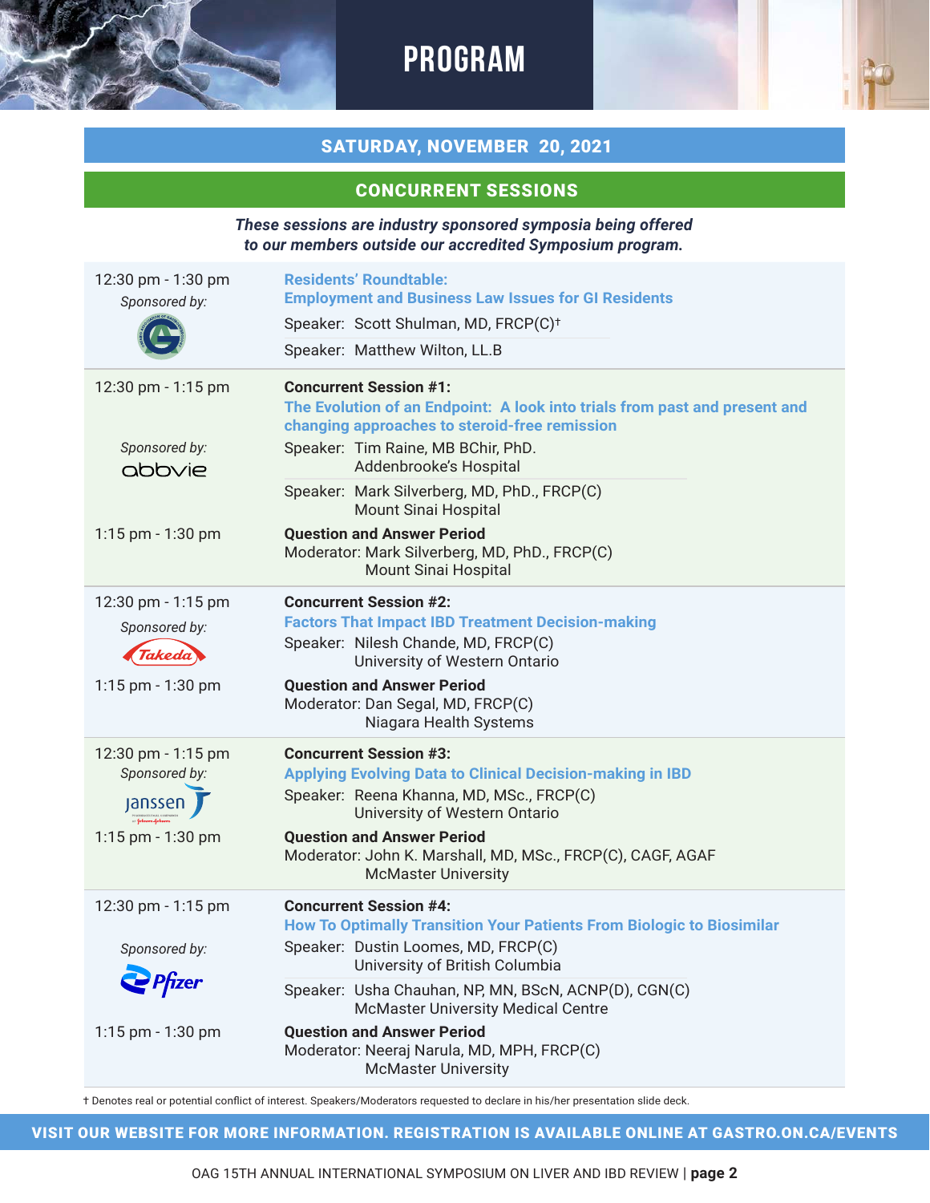# PROGRAM

## SATURDAY, NOVEMBER 20, 2021

## CONCURRENT SESSIONS

***These sessions are industry sponsored symposia being offered to our members outside our accredited Symposium program.***

| | |
|---|---|
| 12:30 pm - 1:30 pm<br>*Sponsored by:* | **Residents' Roundtable:**<br>**Employment and Business Law Issues for GI Residents**<br>Speaker: Scott Shulman, MD, FRCP(C)†<br>Speaker: Matthew Wilton, LL.B |
| 12:30 pm - 1:15 pm<br>*Sponsored by:* abbvie | **Concurrent Session #1:**<br>**The Evolution of an Endpoint: A look into trials from past and present and changing approaches to steroid-free remission**<br>Speaker: Tim Raine, MB BChir, PhD. Addenbrooke's Hospital<br>Speaker: Mark Silverberg, MD, PhD., FRCP(C) Mount Sinai Hospital |
| 1:15 pm - 1:30 pm | **Question and Answer Period**<br>Moderator: Mark Silverberg, MD, PhD., FRCP(C) Mount Sinai Hospital |
| 12:30 pm - 1:15 pm<br>*Sponsored by:* Takeda | **Concurrent Session #2:**<br>**Factors That Impact IBD Treatment Decision-making**<br>Speaker: Nilesh Chande, MD, FRCP(C) University of Western Ontario |
| 1:15 pm - 1:30 pm | **Question and Answer Period**<br>Moderator: Dan Segal, MD, FRCP(C) Niagara Health Systems |
| 12:30 pm - 1:15 pm<br>*Sponsored by:* Janssen | **Concurrent Session #3:**<br>**Applying Evolving Data to Clinical Decision-making in IBD**<br>Speaker: Reena Khanna, MD, MSc., FRCP(C) University of Western Ontario |
| 1:15 pm - 1:30 pm | **Question and Answer Period**<br>Moderator: John K. Marshall, MD, MSc., FRCP(C), CAGF, AGAF McMaster University |
| 12:30 pm - 1:15 pm<br>*Sponsored by:* Pfizer | **Concurrent Session #4:**<br>**How To Optimally Transition Your Patients From Biologic to Biosimilar**<br>Speaker: Dustin Loomes, MD, FRCP(C) University of British Columbia<br>Speaker: Usha Chauhan, NP, MN, BScN, ACNP(D), CGN(C) McMaster University Medical Centre |
| 1:15 pm - 1:30 pm | **Question and Answer Period**<br>Moderator: Neeraj Narula, MD, MPH, FRCP(C) McMaster University |

† Denotes real or potential conflict of interest. Speakers/Moderators requested to declare in his/her presentation slide deck.

**VISIT OUR WEBSITE FOR MORE INFORMATION. REGISTRATION IS AVAILABLE ONLINE AT GASTRO.ON.CA/EVENTS**